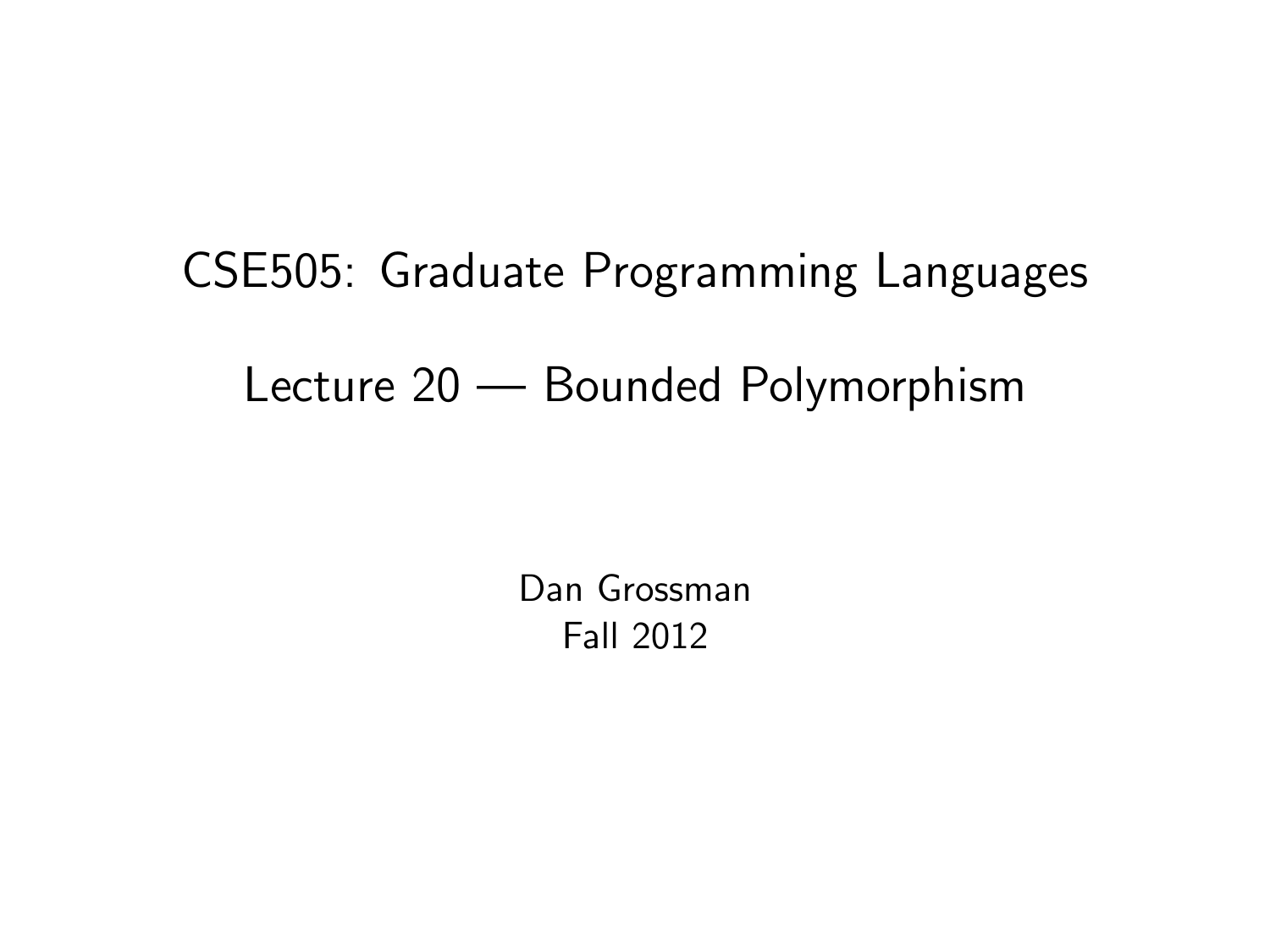# CSE505: Graduate Programming Languages

## Lecture 20 — Bounded Polymorphism

Dan Grossman
Fall 2012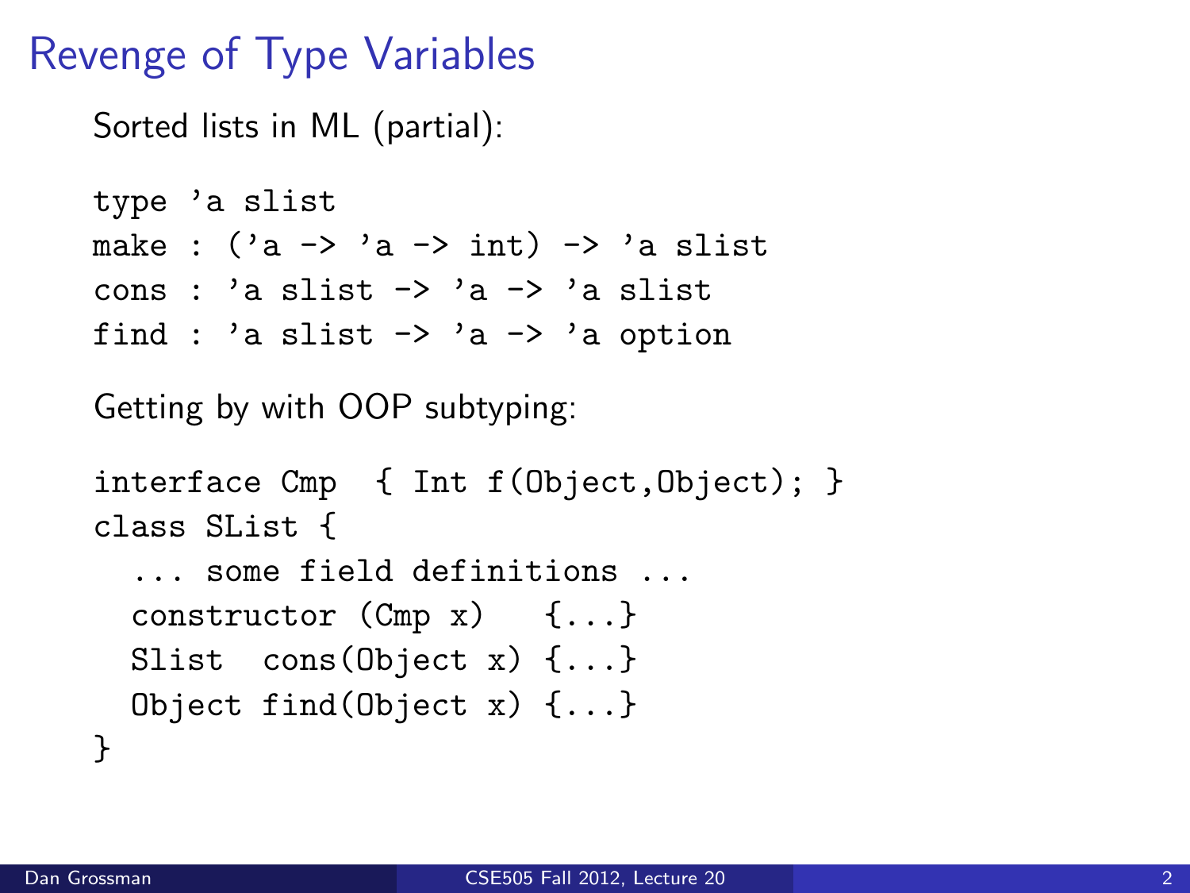# Revenge of Type Variables

Sorted lists in ML (partial):

```
type 'a slist
make : ('a -> 'a -> int) -> 'a slist
cons : 'a slist -> 'a -> 'a slist
find : 'a slist -> 'a -> 'a option
```

Getting by with OOP subtyping:

```
interface Cmp  { Int f(Object,Object); }
class SList {
  ... some field definitions ...
  constructor (Cmp x)   {...}
  Slist  cons(Object x) {...}
  Object find(Object x) {...}
}
```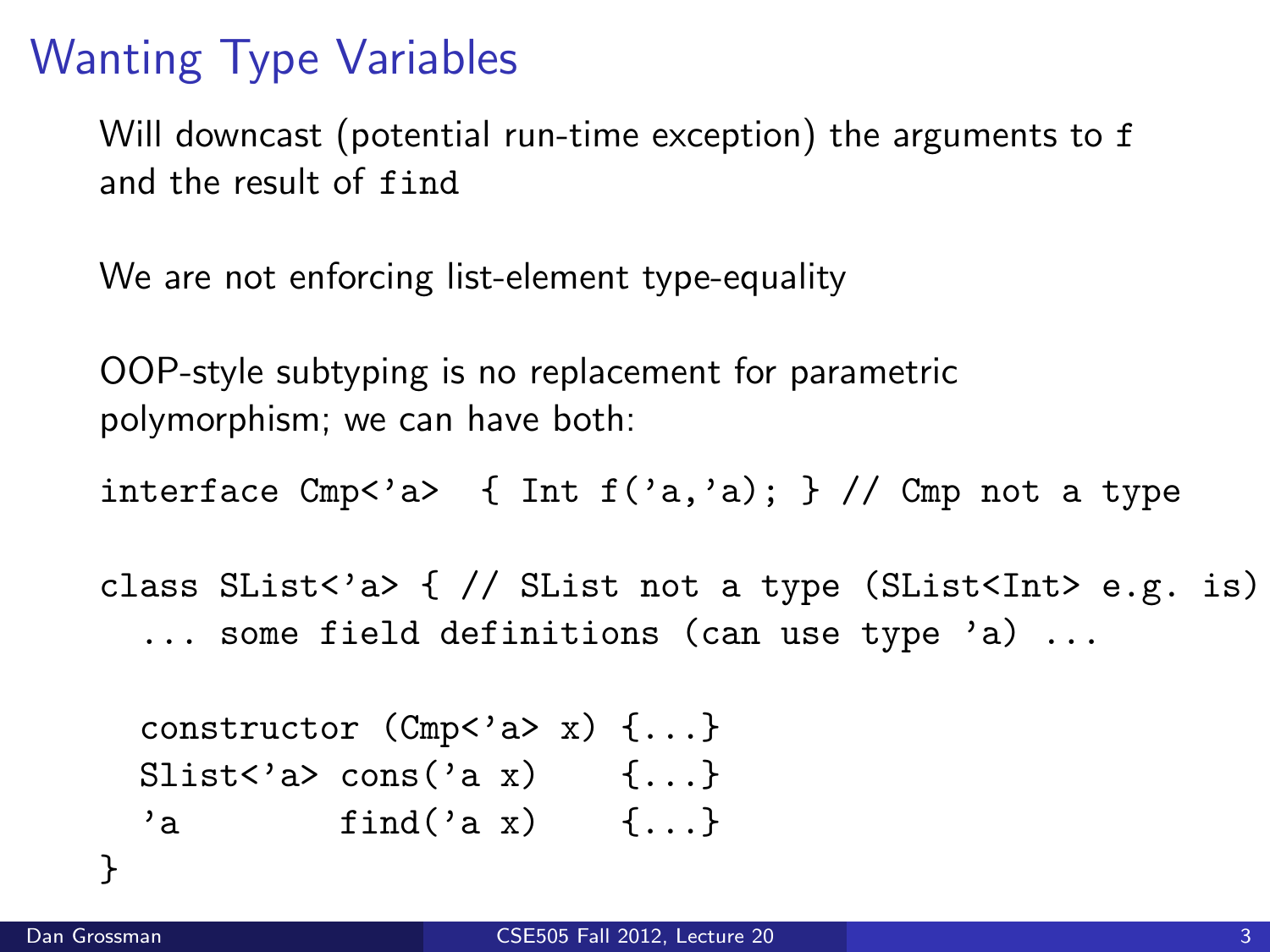# Wanting Type Variables

Will downcast (potential run-time exception) the arguments to `f` and the result of `find`

We are not enforcing list-element type-equality

OOP-style subtyping is no replacement for parametric polymorphism; we can have both:

```
interface Cmp<'a>  { Int f('a,'a); } // Cmp not a type

class SList<'a> { // SList not a type (SList<Int> e.g. is)
  ... some field definitions (can use type 'a) ...

  constructor (Cmp<'a> x) {...}
  Slist<'a> cons('a x)    {...}
  'a        find('a x)    {...}
}
```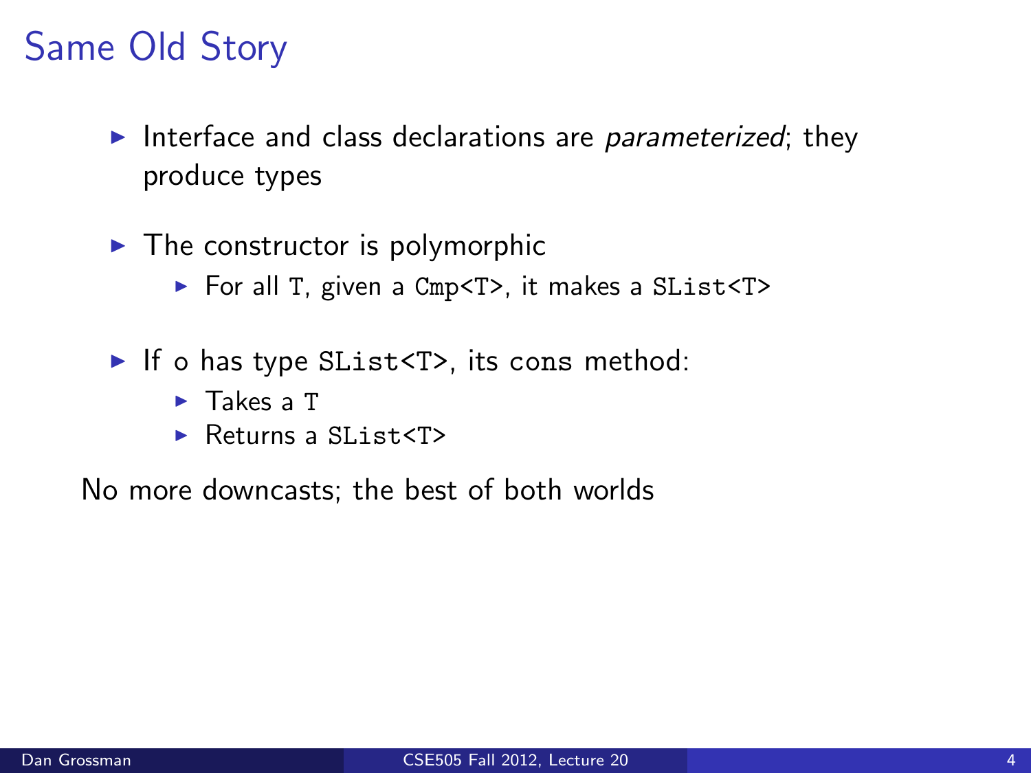# Same Old Story

- Interface and class declarations are *parameterized*; they produce types
- The constructor is polymorphic
  - For all `T`, given a `Cmp<T>`, it makes a `SList<T>`
- If `o` has type `SList<T>`, its `cons` method:
  - Takes a `T`
  - Returns a `SList<T>`

No more downcasts; the best of both worlds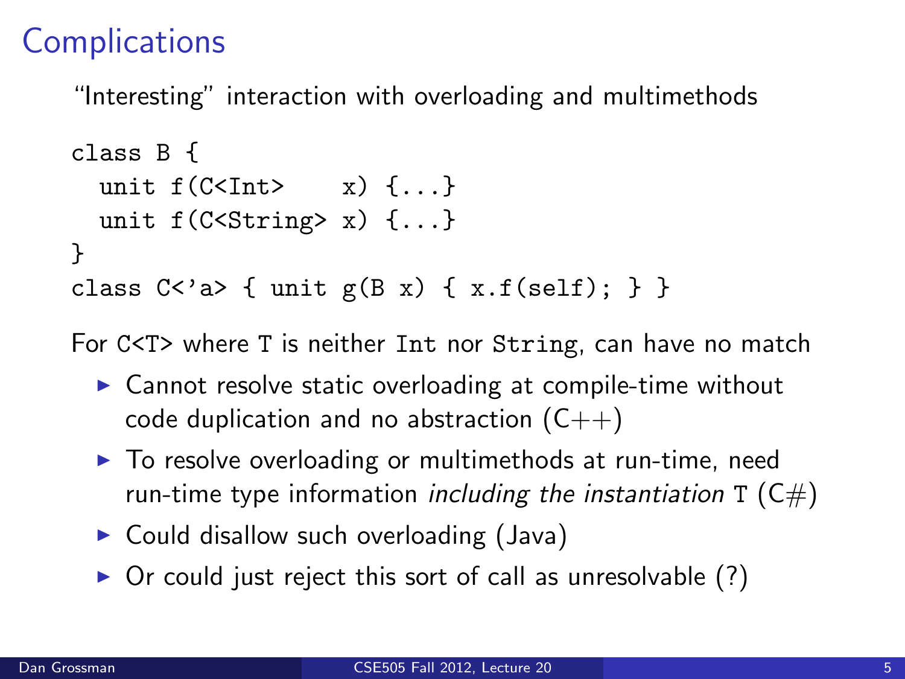# Complications

"Interesting" interaction with overloading and multimethods

```
class B {
  unit f(C<Int>    x) {...}
  unit f(C<String> x) {...}
}
class C<'a> { unit g(B x) { x.f(self); } }
```

For `C<T>` where `T` is neither `Int` nor `String`, can have no match

- Cannot resolve static overloading at compile-time without code duplication and no abstraction (C++)
- To resolve overloading or multimethods at run-time, need run-time type information *including the instantiation* `T` (C#)
- Could disallow such overloading (Java)
- Or could just reject this sort of call as unresolvable (?)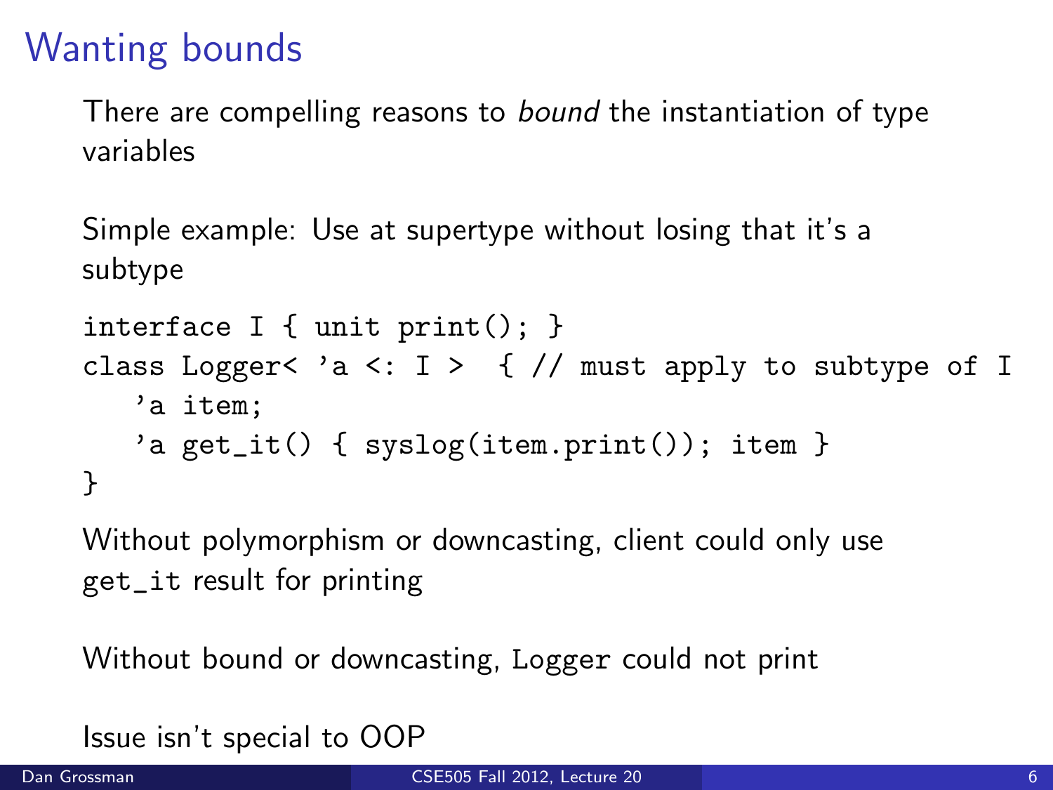# Wanting bounds

There are compelling reasons to *bound* the instantiation of type variables

Simple example: Use at supertype without losing that it's a subtype

```
interface I { unit print(); }
class Logger< 'a <: I >  { // must apply to subtype of I
   'a item;
   'a get_it() { syslog(item.print()); item }
}
```

Without polymorphism or downcasting, client could only use `get_it` result for printing

Without bound or downcasting, `Logger` could not print

Issue isn't special to OOP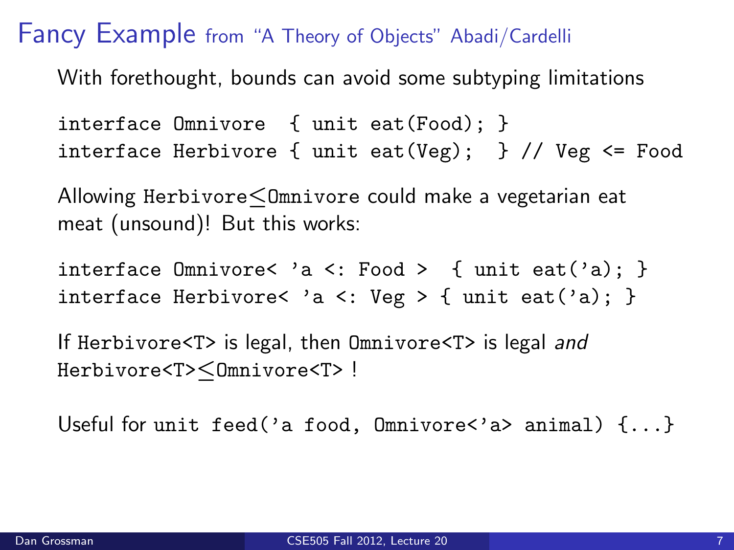# Fancy Example from "A Theory of Objects" Abadi/Cardelli

With forethought, bounds can avoid some subtyping limitations

```
interface Omnivore  { unit eat(Food); }
interface Herbivore { unit eat(Veg);  } // Veg <= Food
```

Allowing `Herbivore`$\leq$`Omnivore` could make a vegetarian eat meat (unsound)! But this works:

```
interface Omnivore< 'a <: Food >  { unit eat('a); }
interface Herbivore< 'a <: Veg > { unit eat('a); }
```

If `Herbivore<T>` is legal, then `Omnivore<T>` is legal *and* `Herbivore<T>`$\leq$`Omnivore<T>` !

Useful for `unit feed('a food, Omnivore<'a> animal) {...}`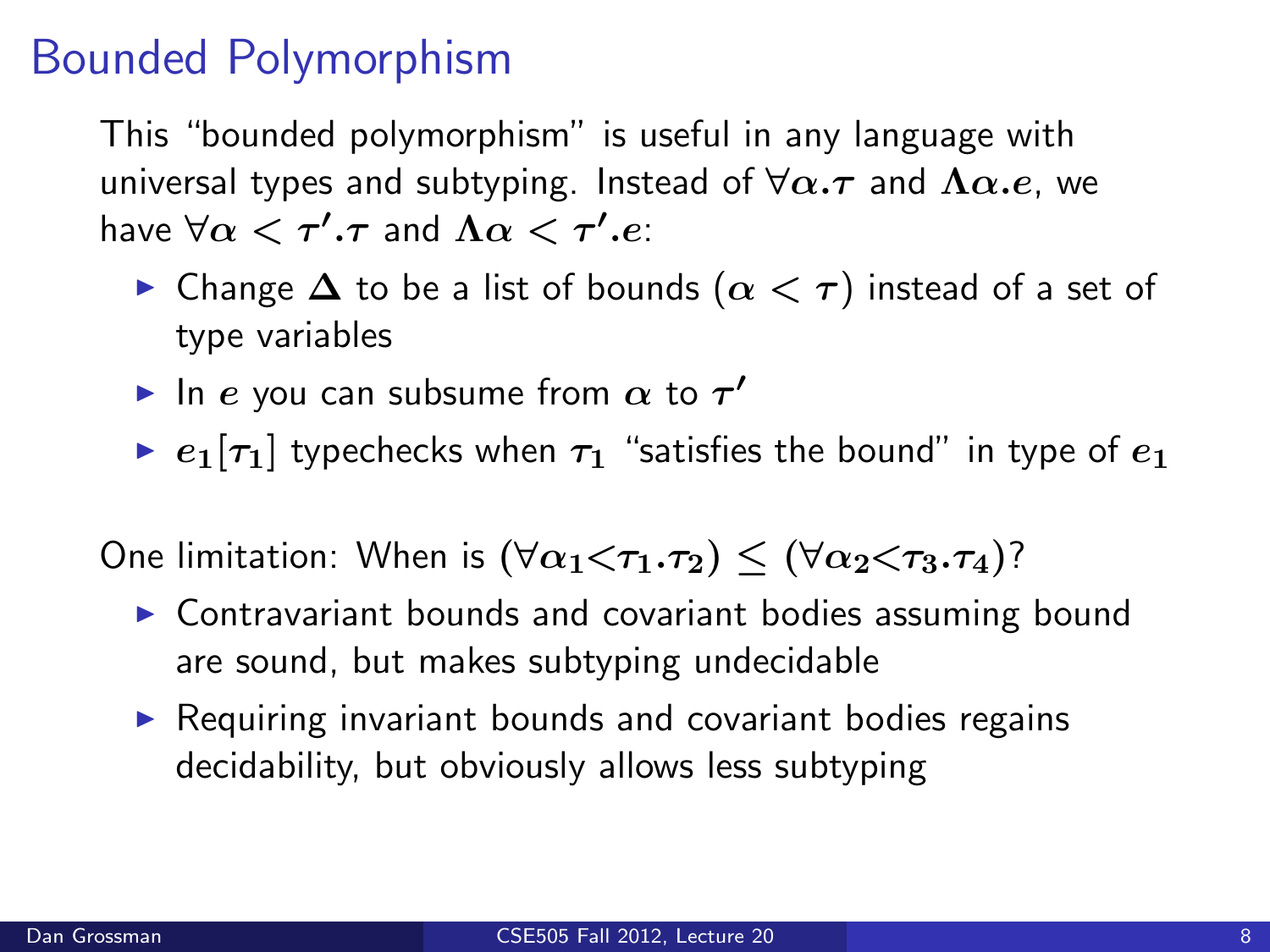# Bounded Polymorphism

This "bounded polymorphism" is useful in any language with universal types and subtyping. Instead of $\forall\alpha.\tau$ and $\Lambda\alpha.e$, we have $\forall\alpha < \tau'.\tau$ and $\Lambda\alpha < \tau'.e$:

- Change $\Delta$ to be a list of bounds ($\alpha < \tau$) instead of a set of type variables
- In $e$ you can subsume from $\alpha$ to $\tau'$
- $e_1[\tau_1]$ typechecks when $\tau_1$ "satisfies the bound" in type of $e_1$

One limitation: When is $(\forall\alpha_1{<}\tau_1.\tau_2) \leq (\forall\alpha_2{<}\tau_3.\tau_4)$?

- Contravariant bounds and covariant bodies assuming bound are sound, but makes subtyping undecidable
- Requiring invariant bounds and covariant bodies regains decidability, but obviously allows less subtyping